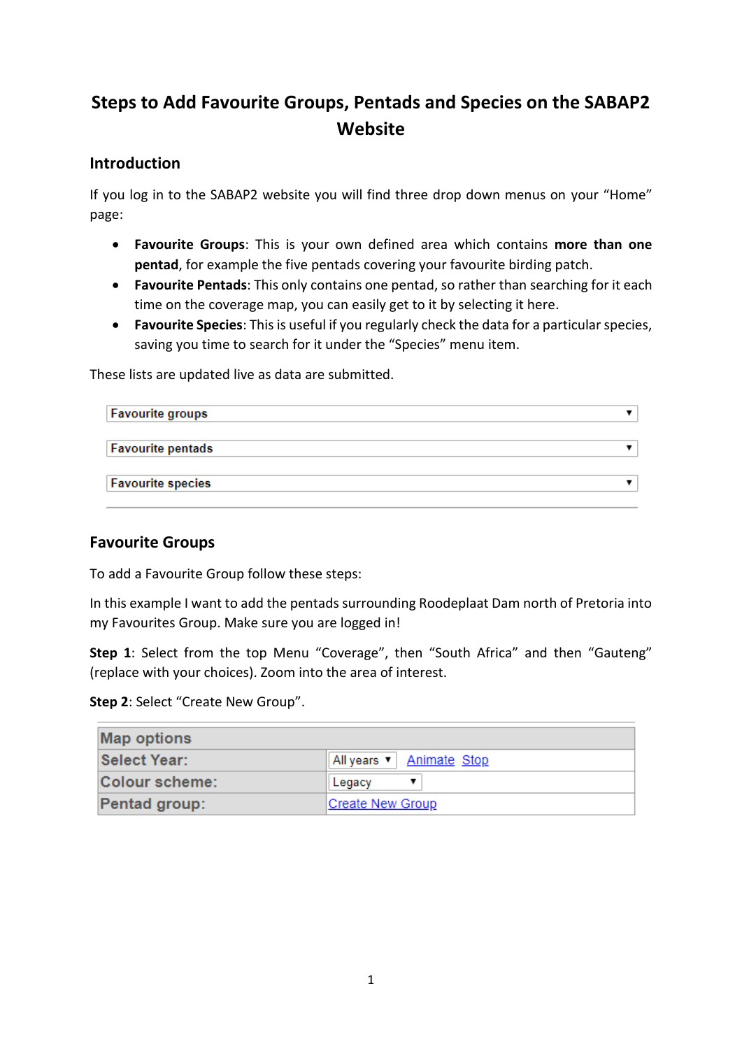# Steps to Add Favourite Groups, Pentads and Species on the SABAP2 Website

## Introduction

If you log in to the SABAP2 website you will find three drop down menus on your "Home" page:

- **Favourite Groups**: This is your own defined area which contains **more than one pentad**, for example the five pentads covering your favourite birding patch.
- **Favourite Pentads**: This only contains one pentad, so rather than searching for it each time on the coverage map, you can easily get to it by selecting it here.
- **Favourite Species**: This is useful if you regularly check the data for a particular species, saving you time to search for it under the "Species" menu item.

These lists are updated live as data are submitted.

| Favourite groups ▼ |
|---|
| Favourite pentads ▼ |
| Favourite species ▼ |

## Favourite Groups

To add a Favourite Group follow these steps:

In this example I want to add the pentads surrounding Roodeplaat Dam north of Pretoria into my Favourites Group. Make sure you are logged in!

**Step 1**: Select from the top Menu "Coverage", then "South Africa" and then "Gauteng" (replace with your choices). Zoom into the area of interest.

**Step 2**: Select "Create New Group".

| Map options | |
|---|---|
| Select Year: | All years ▼ Animate Stop |
| Colour scheme: | Legacy ▼ |
| Pentad group: | Create New Group |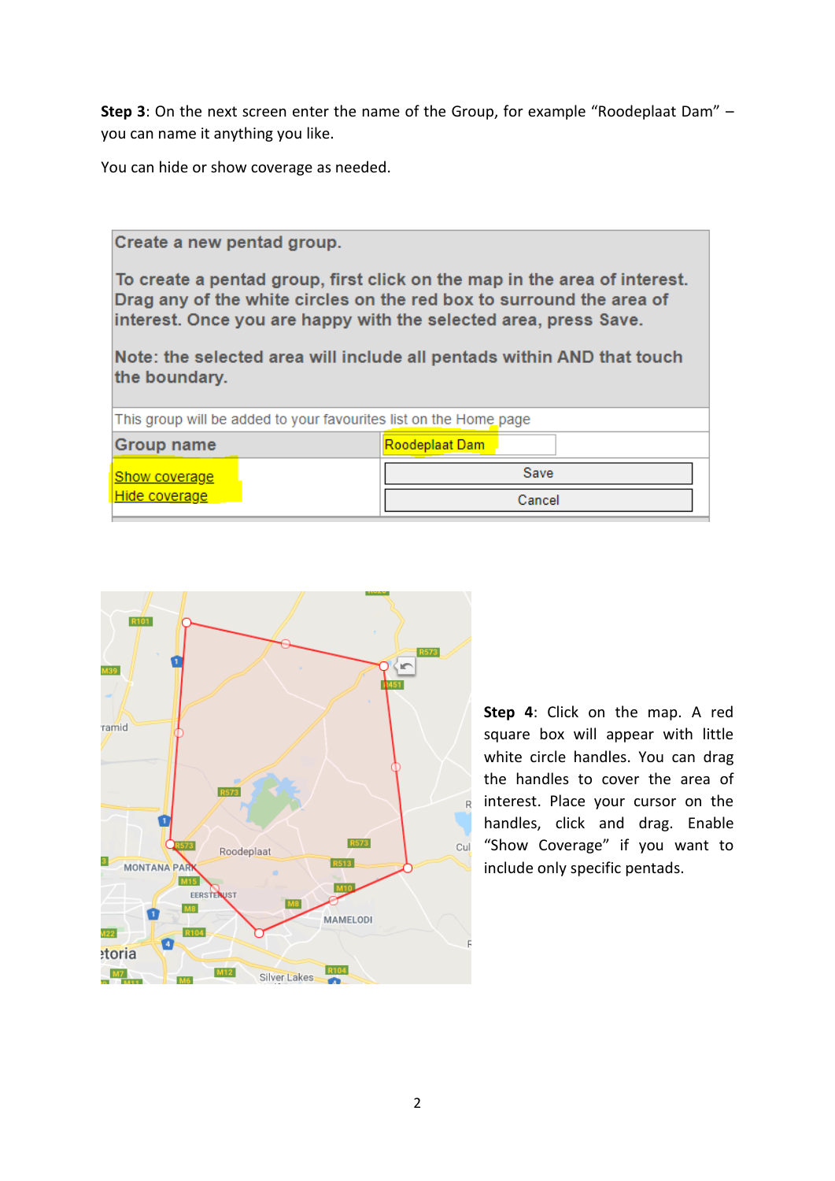**Step 3**: On the next screen enter the name of the Group, for example "Roodeplaat Dam" – you can name it anything you like.

You can hide or show coverage as needed.

| Create a new pentad group.<br><br>To create a pentad group, first click on the map in the area of interest. Drag any of the white circles on the red box to surround the area of interest. Once you are happy with the selected area, press Save.<br><br>Note: the selected area will include all pentads within AND that touch the boundary. | |
|---|---|
| This group will be added to your favourites list on the Home page | |
| Group name | Roodeplaat Dam |
| Show coverage<br>Hide coverage | Save<br>Cancel |

**Step 4**: Click on the map. A red square box will appear with little white circle handles. You can drag the handles to cover the area of interest. Place your cursor on the handles, click and drag. Enable "Show Coverage" if you want to include only specific pentads.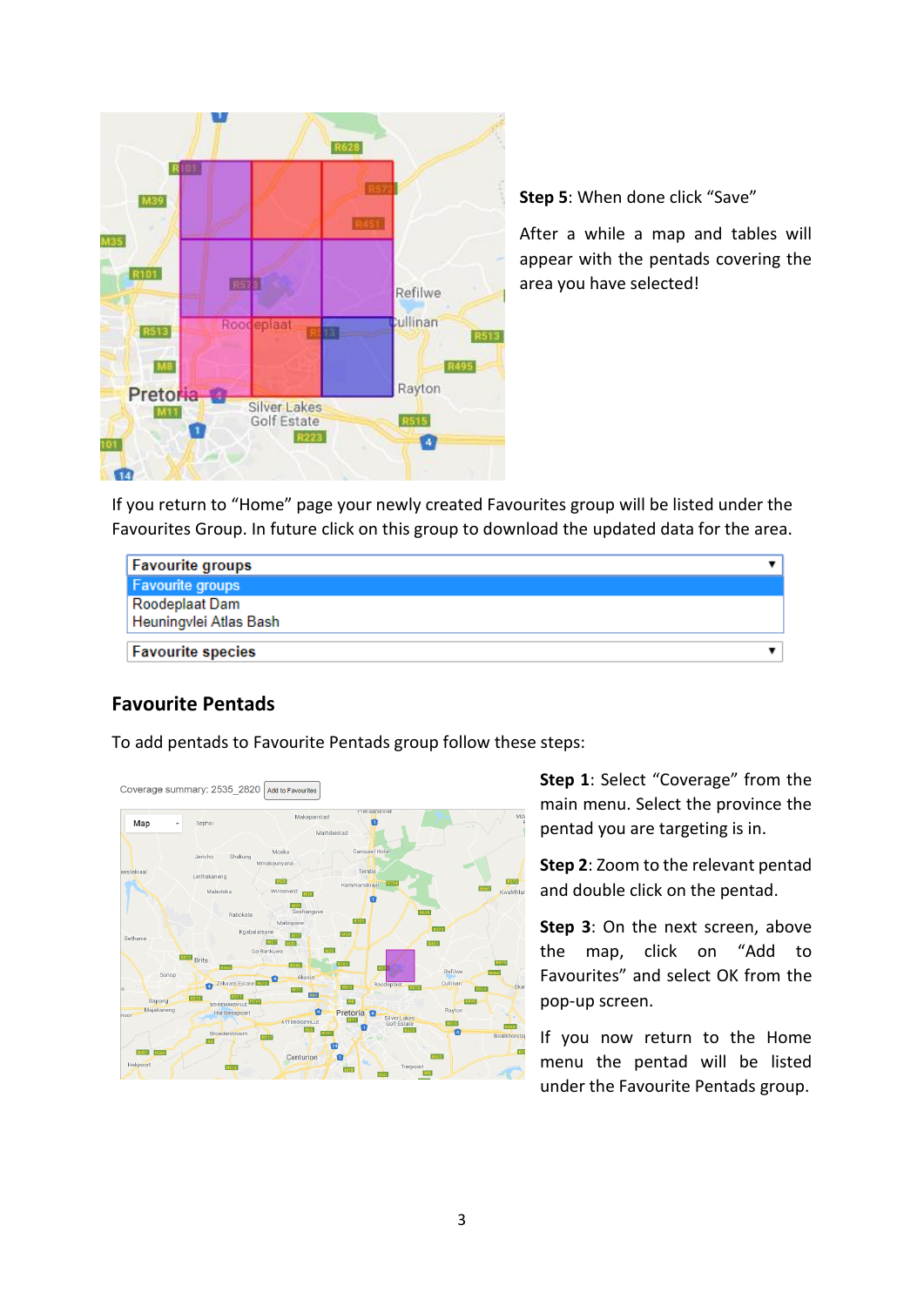**Step 5**: When done click "Save"

After a while a map and tables will appear with the pentads covering the area you have selected!

If you return to "Home" page your newly created Favourites group will be listed under the Favourites Group. In future click on this group to download the updated data for the area.

## Favourite Pentads

To add pentads to Favourite Pentads group follow these steps:

**Step 1**: Select "Coverage" from the main menu. Select the province the pentad you are targeting is in.

**Step 2**: Zoom to the relevant pentad and double click on the pentad.

**Step 3**: On the next screen, above the map, click on "Add to Favourites" and select OK from the pop-up screen.

If you now return to the Home menu the pentad will be listed under the Favourite Pentads group.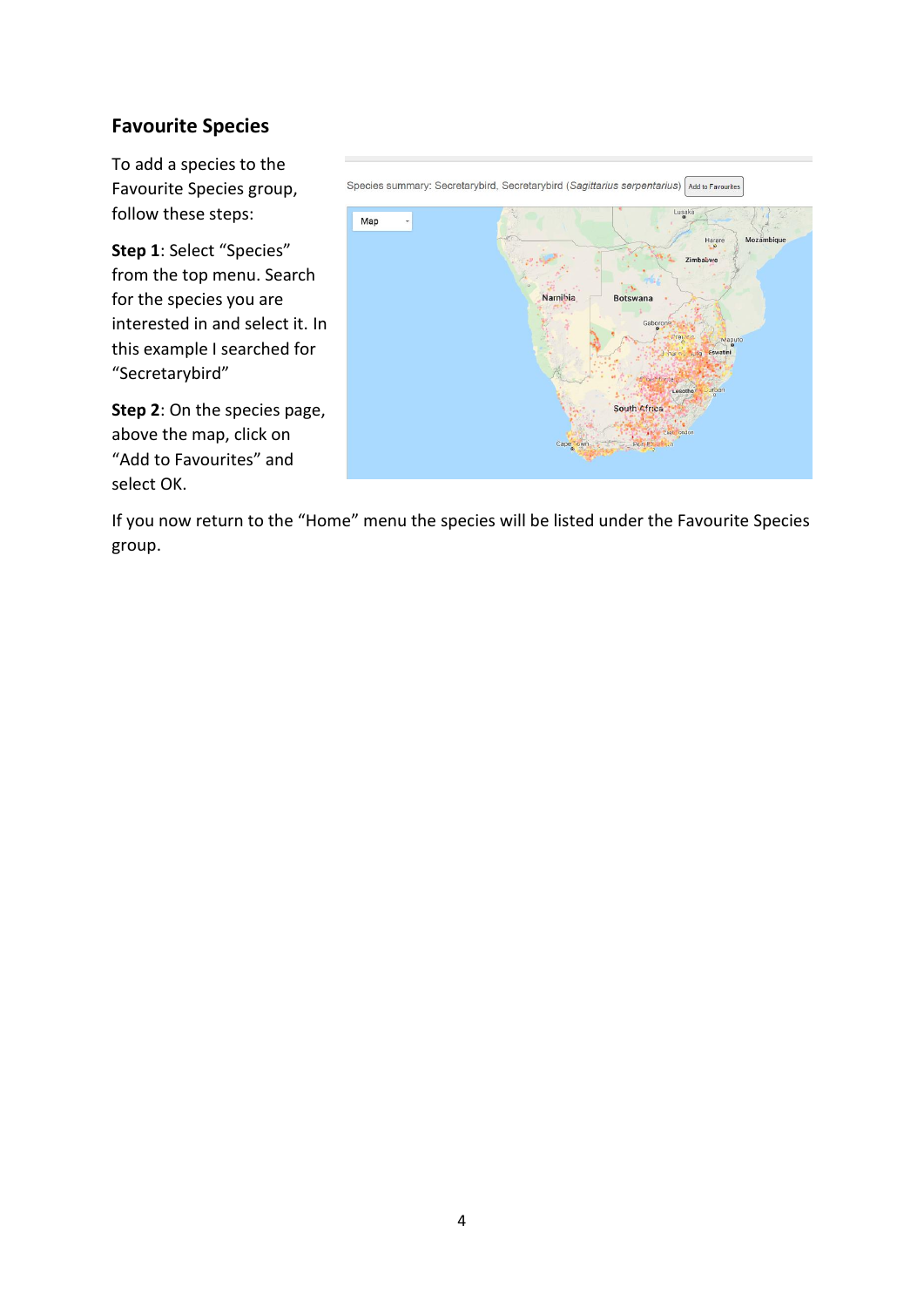## Favourite Species

To add a species to the Favourite Species group, follow these steps:

**Step 1**: Select "Species" from the top menu. Search for the species you are interested in and select it. In this example I searched for "Secretarybird"

**Step 2**: On the species page, above the map, click on "Add to Favourites" and select OK.

If you now return to the "Home" menu the species will be listed under the Favourite Species group.